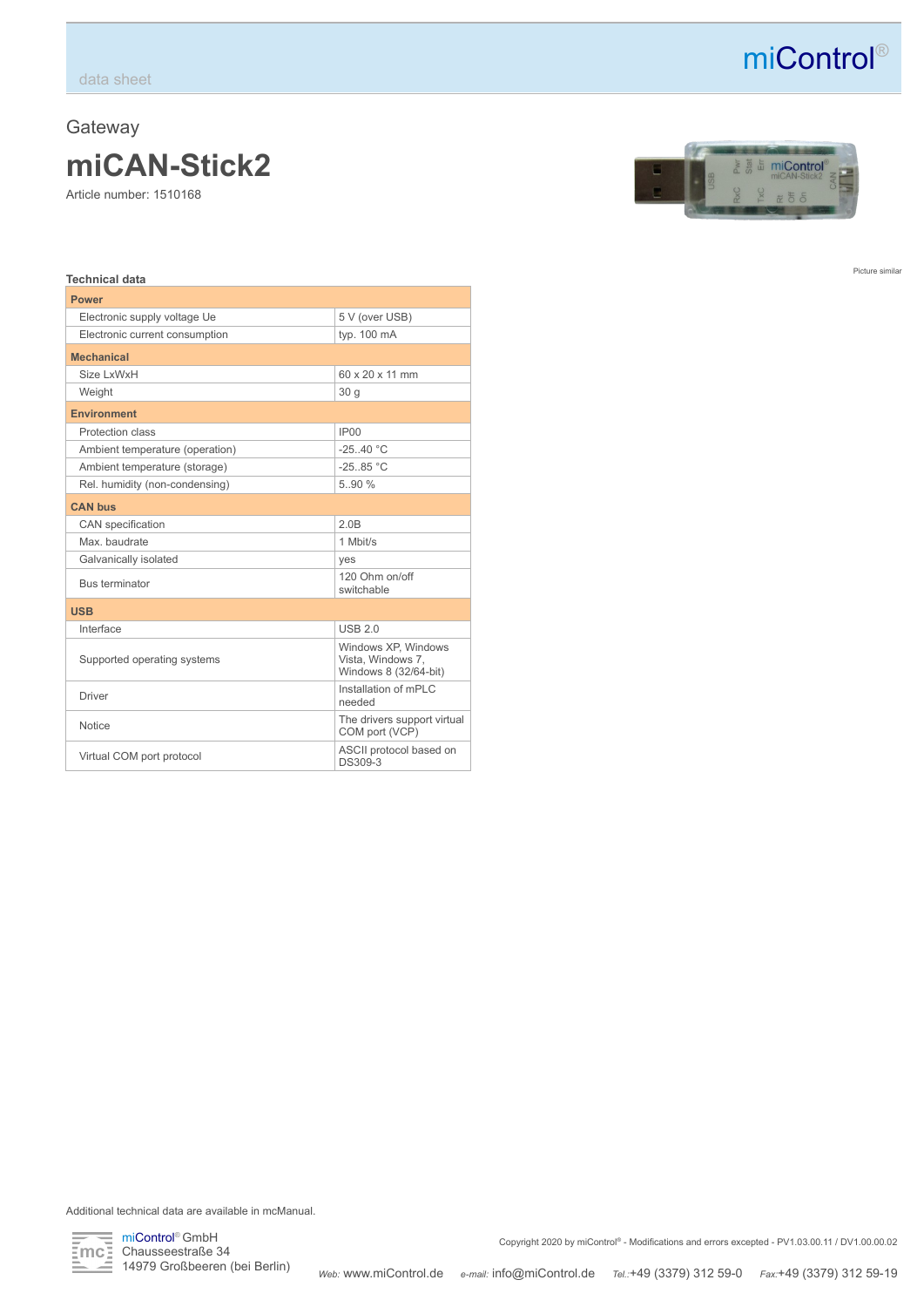data sheet

miControl®

Gateway

# miCAN-Stick2

Article number: 1510168

Picture similar

### Technical data

| | |
|---|---|
| **Power** | |
| Electronic supply voltage Ue | 5 V (over USB) |
| Electronic current consumption | typ. 100 mA |
| **Mechanical** | |
| Size LxWxH | 60 x 20 x 11 mm |
| Weight | 30 g |
| **Environment** | |
| Protection class | IP00 |
| Ambient temperature (operation) | -25..40 °C |
| Ambient temperature (storage) | -25..85 °C |
| Rel. humidity (non-condensing) | 5..90 % |
| **CAN bus** | |
| CAN specification | 2.0B |
| Max. baudrate | 1 Mbit/s |
| Galvanically isolated | yes |
| Bus terminator | 120 Ohm on/off switchable |
| **USB** | |
| Interface | USB 2.0 |
| Supported operating systems | Windows XP, Windows Vista, Windows 7, Windows 8 (32/64-bit) |
| Driver | Installation of mPLC needed |
| Notice | The drivers support virtual COM port (VCP) |
| Virtual COM port protocol | ASCII protocol based on DS309-3 |

Additional technical data are available in mcManual.

miControl® GmbH
Chausseestraße 34
14979 Großbeeren (bei Berlin)

Copyright 2020 by miControl® - Modifications and errors excepted - PV1.03.00.11 / DV1.00.00.02

Web: www.miControl.de e-mail: info@miControl.de Tel.:+49 (3379) 312 59-0 Fax:+49 (3379) 312 59-19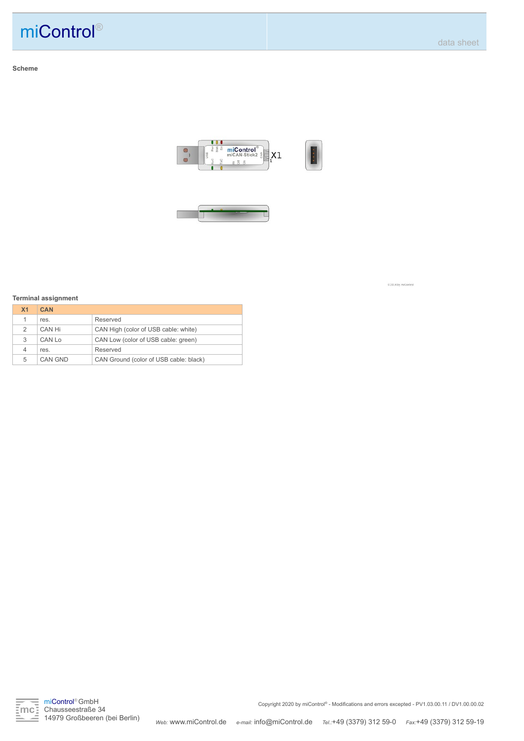## Scheme

## Terminal assignment

| X1 | CAN | |
|---|---|---|
| 1 | res. | Reserved |
| 2 | CAN Hi | CAN High (color of USB cable: white) |
| 3 | CAN Lo | CAN Low (color of USB cable: green) |
| 4 | res. | Reserved |
| 5 | CAN GND | CAN Ground (color of USB cable: black) |